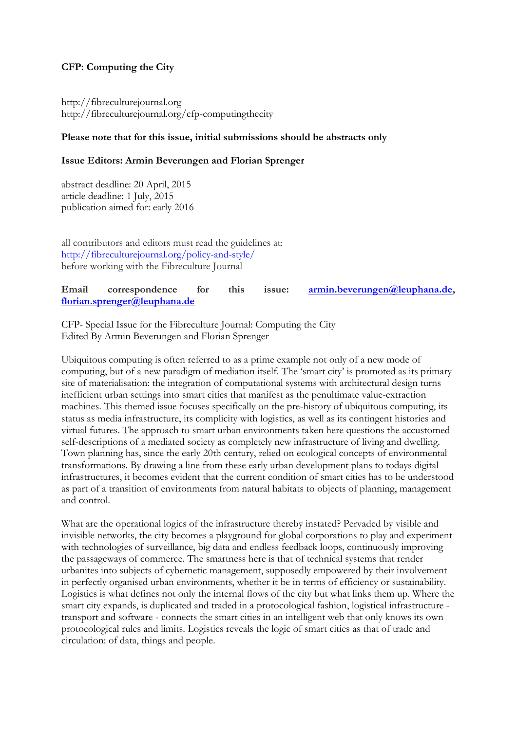**CFP: Computing the City**

http://fibreculturejournal.org
http://fibreculturejournal.org/cfp-computingthecity

**Please note that for this issue, initial submissions should be abstracts only**

**Issue Editors: Armin Beverungen and Florian Sprenger**

abstract deadline: 20 April, 2015
article deadline: 1 July, 2015
publication aimed for: early 2016

all contributors and editors must read the guidelines at:
http://fibreculturejournal.org/policy-and-style/
before working with the Fibreculture Journal

**Email correspondence for this issue: armin.beverungen@leuphana.de, florian.sprenger@leuphana.de**

CFP- Special Issue for the Fibreculture Journal: Computing the City
Edited By Armin Beverungen and Florian Sprenger

Ubiquitous computing is often referred to as a prime example not only of a new mode of computing, but of a new paradigm of mediation itself. The 'smart city' is promoted as its primary site of materialisation: the integration of computational systems with architectural design turns inefficient urban settings into smart cities that manifest as the penultimate value-extraction machines. This themed issue focuses specifically on the pre-history of ubiquitous computing, its status as media infrastructure, its complicity with logistics, as well as its contingent histories and virtual futures. The approach to smart urban environments taken here questions the accustomed self-descriptions of a mediated society as completely new infrastructure of living and dwelling. Town planning has, since the early 20th century, relied on ecological concepts of environmental transformations. By drawing a line from these early urban development plans to todays digital infrastructures, it becomes evident that the current condition of smart cities has to be understood as part of a transition of environments from natural habitats to objects of planning, management and control.

What are the operational logics of the infrastructure thereby instated? Pervaded by visible and invisible networks, the city becomes a playground for global corporations to play and experiment with technologies of surveillance, big data and endless feedback loops, continuously improving the passageways of commerce. The smartness here is that of technical systems that render urbanites into subjects of cybernetic management, supposedly empowered by their involvement in perfectly organised urban environments, whether it be in terms of efficiency or sustainability. Logistics is what defines not only the internal flows of the city but what links them up. Where the smart city expands, is duplicated and traded in a protocological fashion, logistical infrastructure - transport and software - connects the smart cities in an intelligent web that only knows its own protocological rules and limits. Logistics reveals the logic of smart cities as that of trade and circulation: of data, things and people.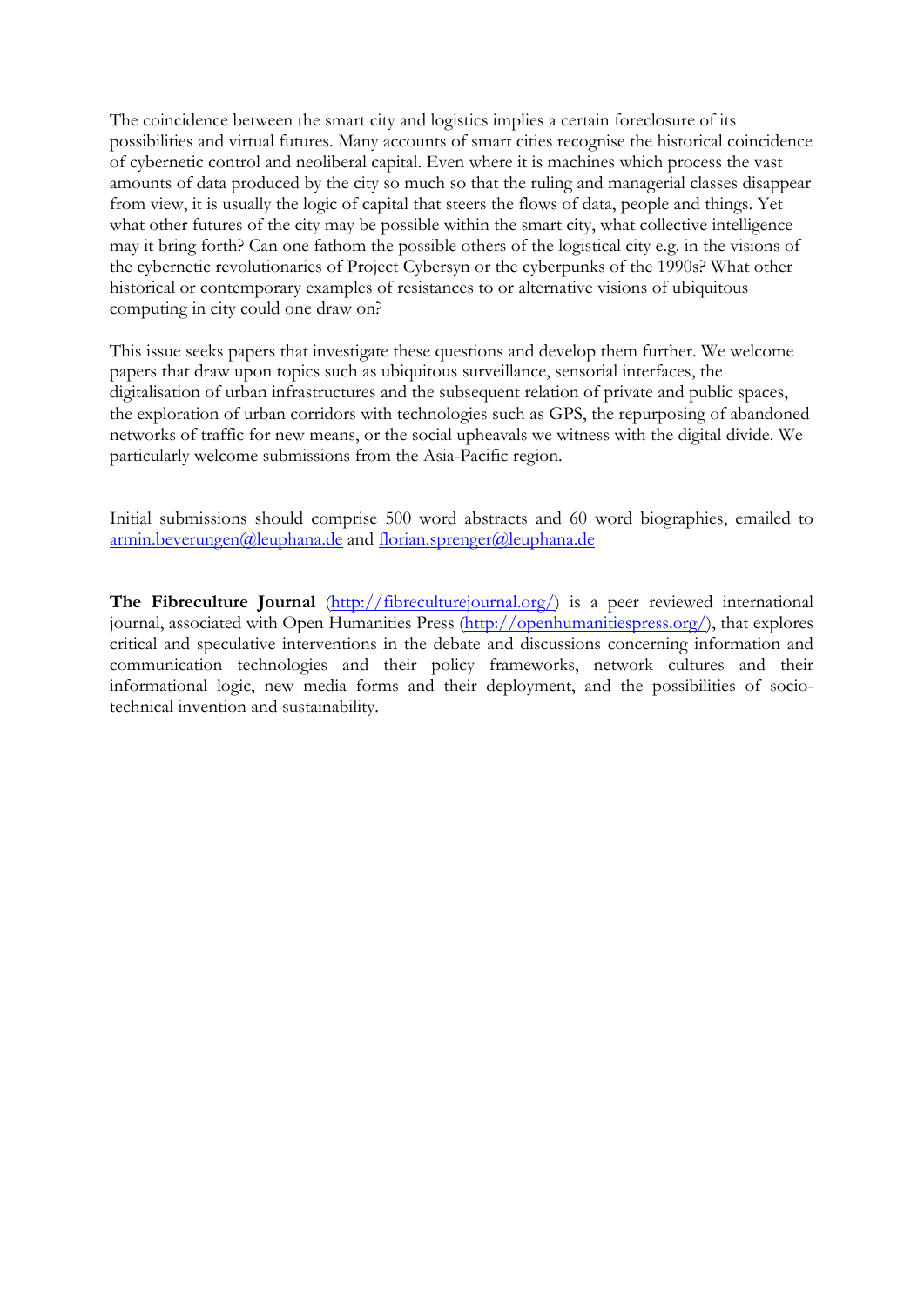The coincidence between the smart city and logistics implies a certain foreclosure of its possibilities and virtual futures. Many accounts of smart cities recognise the historical coincidence of cybernetic control and neoliberal capital. Even where it is machines which process the vast amounts of data produced by the city so much so that the ruling and managerial classes disappear from view, it is usually the logic of capital that steers the flows of data, people and things. Yet what other futures of the city may be possible within the smart city, what collective intelligence may it bring forth? Can one fathom the possible others of the logistical city e.g. in the visions of the cybernetic revolutionaries of Project Cybersyn or the cyberpunks of the 1990s? What other historical or contemporary examples of resistances to or alternative visions of ubiquitous computing in city could one draw on?

This issue seeks papers that investigate these questions and develop them further. We welcome papers that draw upon topics such as ubiquitous surveillance, sensorial interfaces, the digitalisation of urban infrastructures and the subsequent relation of private and public spaces, the exploration of urban corridors with technologies such as GPS, the repurposing of abandoned networks of traffic for new means, or the social upheavals we witness with the digital divide. We particularly welcome submissions from the Asia-Pacific region.

Initial submissions should comprise 500 word abstracts and 60 word biographies, emailed to armin.beverungen@leuphana.de and florian.sprenger@leuphana.de

**The Fibreculture Journal** (http://fibreculturejournal.org/) is a peer reviewed international journal, associated with Open Humanities Press (http://openhumanitiespress.org/), that explores critical and speculative interventions in the debate and discussions concerning information and communication technologies and their policy frameworks, network cultures and their informational logic, new media forms and their deployment, and the possibilities of socio-technical invention and sustainability.